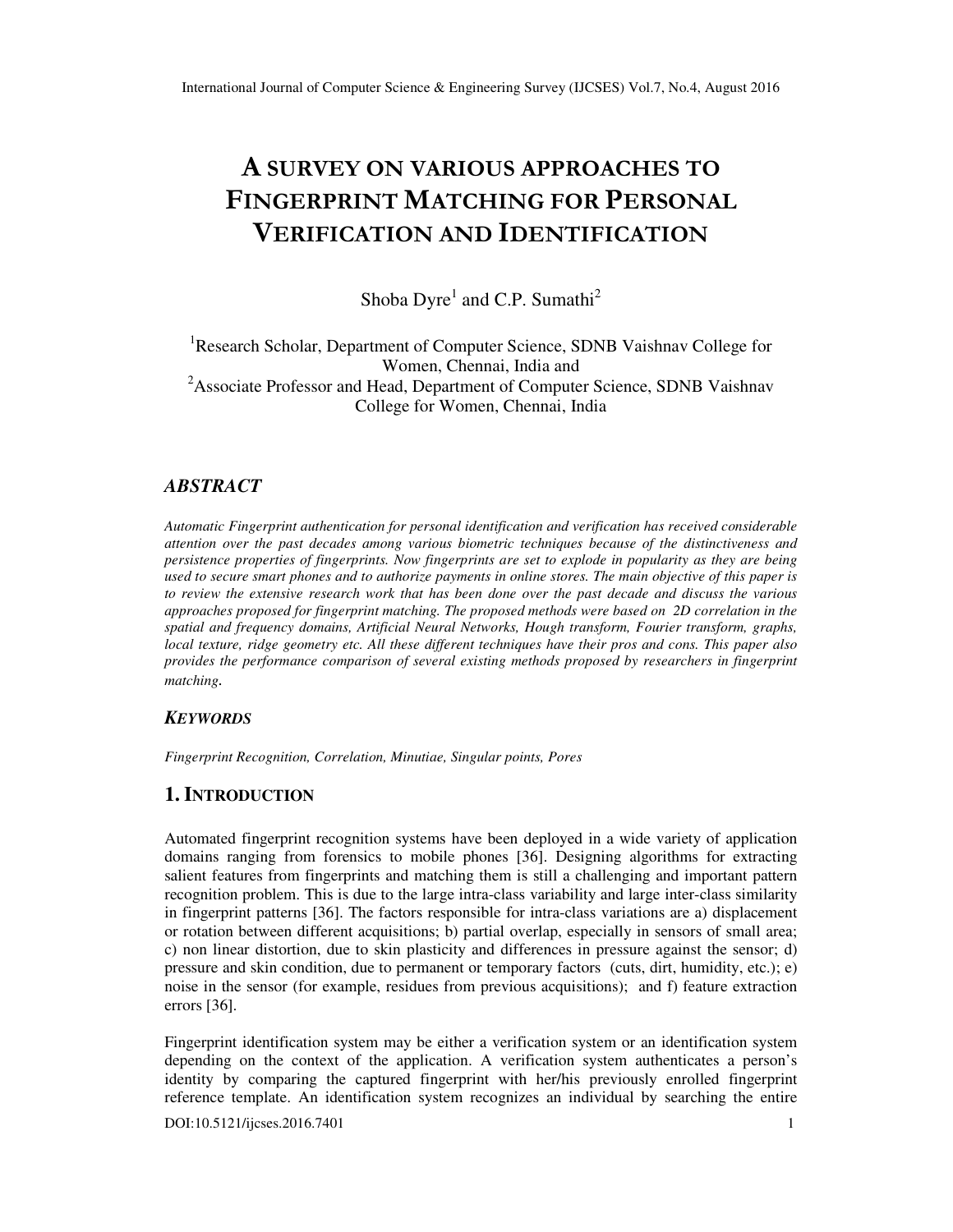# A SURVEY ON VARIOUS APPROACHES TO FINGERPRINT MATCHING FOR PERSONAL VERIFICATION AND IDENTIFICATION

Shoba Dyre[1] and C.P. Sumathi[2]

[1]Research Scholar, Department of Computer Science, SDNB Vaishnav College for Women, Chennai, India and
[2]Associate Professor and Head, Department of Computer Science, SDNB Vaishnav College for Women, Chennai, India

## ABSTRACT

*Automatic Fingerprint authentication for personal identification and verification has received considerable attention over the past decades among various biometric techniques because of the distinctiveness and persistence properties of fingerprints. Now fingerprints are set to explode in popularity as they are being used to secure smart phones and to authorize payments in online stores. The main objective of this paper is to review the extensive research work that has been done over the past decade and discuss the various approaches proposed for fingerprint matching. The proposed methods were based on 2D correlation in the spatial and frequency domains, Artificial Neural Networks, Hough transform, Fourier transform, graphs, local texture, ridge geometry etc. All these different techniques have their pros and cons. This paper also provides the performance comparison of several existing methods proposed by researchers in fingerprint matching.*

### KEYWORDS

*Fingerprint Recognition, Correlation, Minutiae, Singular points, Pores*

## 1. INTRODUCTION

Automated fingerprint recognition systems have been deployed in a wide variety of application domains ranging from forensics to mobile phones [36]. Designing algorithms for extracting salient features from fingerprints and matching them is still a challenging and important pattern recognition problem. This is due to the large intra-class variability and large inter-class similarity in fingerprint patterns [36]. The factors responsible for intra-class variations are a) displacement or rotation between different acquisitions; b) partial overlap, especially in sensors of small area; c) non linear distortion, due to skin plasticity and differences in pressure against the sensor; d) pressure and skin condition, due to permanent or temporary factors (cuts, dirt, humidity, etc.); e) noise in the sensor (for example, residues from previous acquisitions); and f) feature extraction errors [36].

Fingerprint identification system may be either a verification system or an identification system depending on the context of the application. A verification system authenticates a person's identity by comparing the captured fingerprint with her/his previously enrolled fingerprint reference template. An identification system recognizes an individual by searching the entire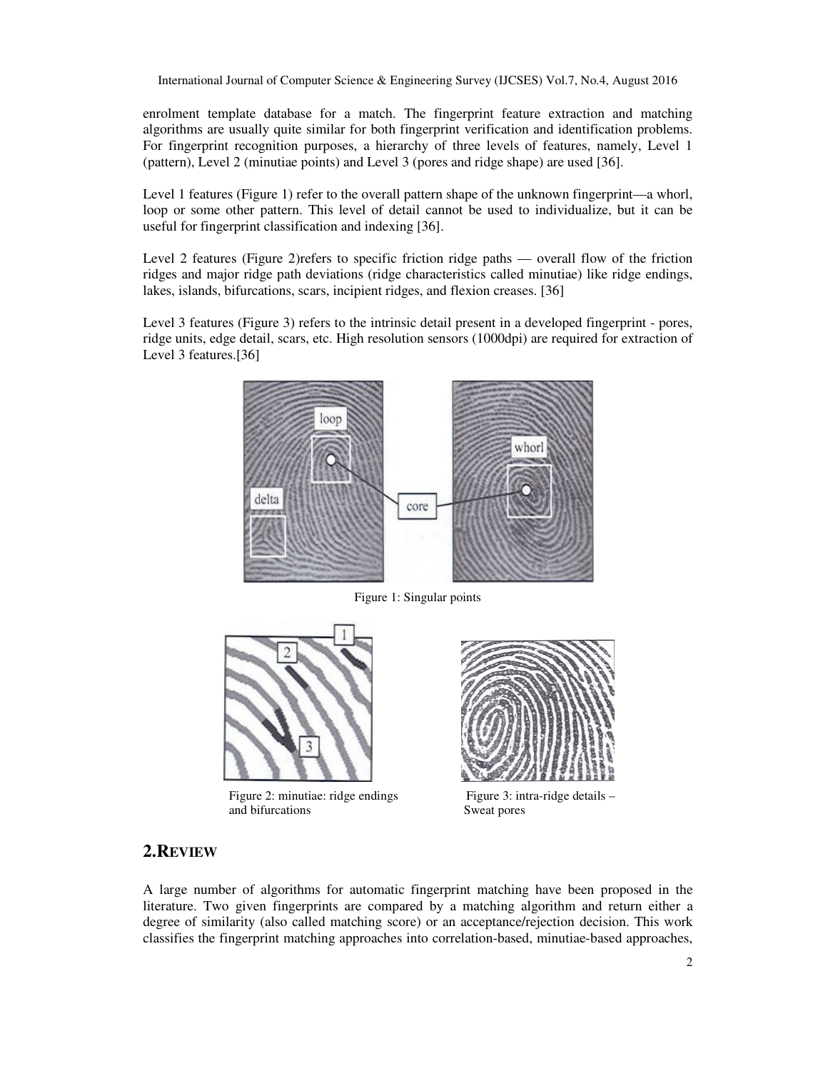enrolment template database for a match. The fingerprint feature extraction and matching algorithms are usually quite similar for both fingerprint verification and identification problems. For fingerprint recognition purposes, a hierarchy of three levels of features, namely, Level 1 (pattern), Level 2 (minutiae points) and Level 3 (pores and ridge shape) are used [36].

Level 1 features (Figure 1) refer to the overall pattern shape of the unknown fingerprint—a whorl, loop or some other pattern. This level of detail cannot be used to individualize, but it can be useful for fingerprint classification and indexing [36].

Level 2 features (Figure 2)refers to specific friction ridge paths — overall flow of the friction ridges and major ridge path deviations (ridge characteristics called minutiae) like ridge endings, lakes, islands, bifurcations, scars, incipient ridges, and flexion creases. [36]

Level 3 features (Figure 3) refers to the intrinsic detail present in a developed fingerprint - pores, ridge units, edge detail, scars, etc. High resolution sensors (1000dpi) are required for extraction of Level 3 features.[36]

Figure 1: Singular points

Figure 2: minutiae: ridge endings and bifurcations

Figure 3: intra-ridge details – Sweat pores

## 2.REVIEW

A large number of algorithms for automatic fingerprint matching have been proposed in the literature. Two given fingerprints are compared by a matching algorithm and return either a degree of similarity (also called matching score) or an acceptance/rejection decision. This work classifies the fingerprint matching approaches into correlation-based, minutiae-based approaches,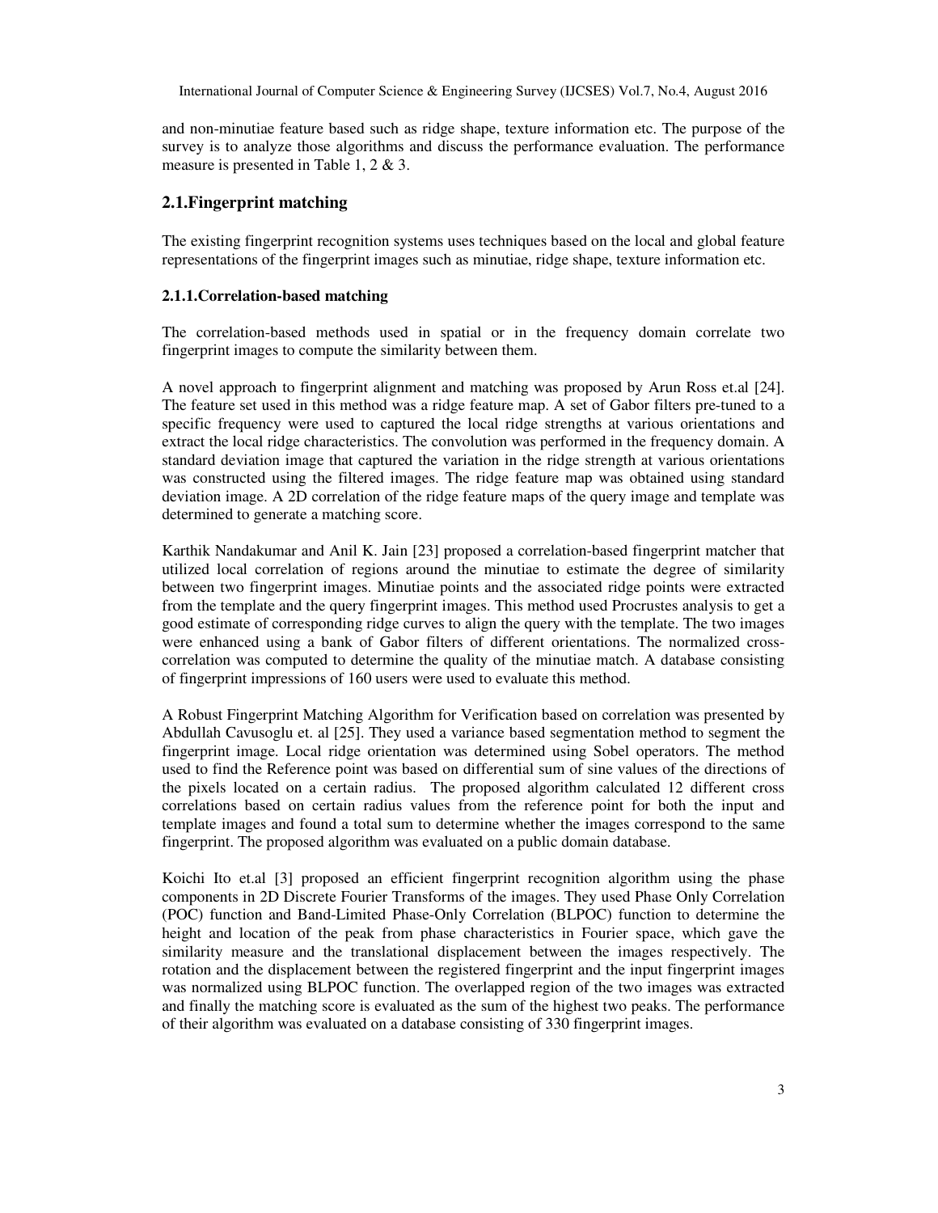and non-minutiae feature based such as ridge shape, texture information etc. The purpose of the survey is to analyze those algorithms and discuss the performance evaluation. The performance measure is presented in Table 1, 2 & 3.

## 2.1.Fingerprint matching

The existing fingerprint recognition systems uses techniques based on the local and global feature representations of the fingerprint images such as minutiae, ridge shape, texture information etc.

### 2.1.1.Correlation-based matching

The correlation-based methods used in spatial or in the frequency domain correlate two fingerprint images to compute the similarity between them.

A novel approach to fingerprint alignment and matching was proposed by Arun Ross et.al [24]. The feature set used in this method was a ridge feature map. A set of Gabor filters pre-tuned to a specific frequency were used to captured the local ridge strengths at various orientations and extract the local ridge characteristics. The convolution was performed in the frequency domain. A standard deviation image that captured the variation in the ridge strength at various orientations was constructed using the filtered images. The ridge feature map was obtained using standard deviation image. A 2D correlation of the ridge feature maps of the query image and template was determined to generate a matching score.

Karthik Nandakumar and Anil K. Jain [23] proposed a correlation-based fingerprint matcher that utilized local correlation of regions around the minutiae to estimate the degree of similarity between two fingerprint images. Minutiae points and the associated ridge points were extracted from the template and the query fingerprint images. This method used Procrustes analysis to get a good estimate of corresponding ridge curves to align the query with the template. The two images were enhanced using a bank of Gabor filters of different orientations. The normalized cross-correlation was computed to determine the quality of the minutiae match. A database consisting of fingerprint impressions of 160 users were used to evaluate this method.

A Robust Fingerprint Matching Algorithm for Verification based on correlation was presented by Abdullah Cavusoglu et. al [25]. They used a variance based segmentation method to segment the fingerprint image. Local ridge orientation was determined using Sobel operators. The method used to find the Reference point was based on differential sum of sine values of the directions of the pixels located on a certain radius. The proposed algorithm calculated 12 different cross correlations based on certain radius values from the reference point for both the input and template images and found a total sum to determine whether the images correspond to the same fingerprint. The proposed algorithm was evaluated on a public domain database.

Koichi Ito et.al [3] proposed an efficient fingerprint recognition algorithm using the phase components in 2D Discrete Fourier Transforms of the images. They used Phase Only Correlation (POC) function and Band-Limited Phase-Only Correlation (BLPOC) function to determine the height and location of the peak from phase characteristics in Fourier space, which gave the similarity measure and the translational displacement between the images respectively. The rotation and the displacement between the registered fingerprint and the input fingerprint images was normalized using BLPOC function. The overlapped region of the two images was extracted and finally the matching score is evaluated as the sum of the highest two peaks. The performance of their algorithm was evaluated on a database consisting of 330 fingerprint images.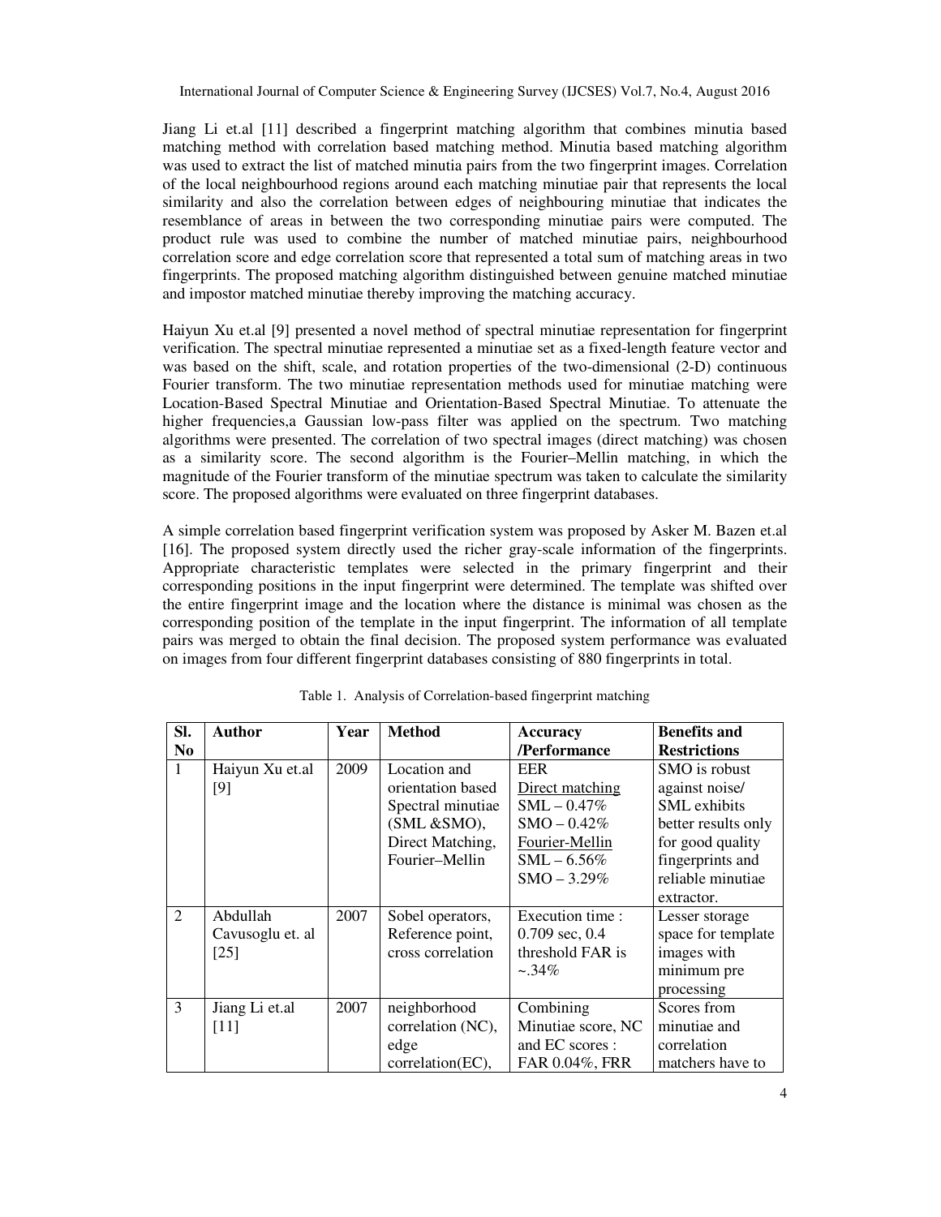Jiang Li et.al [11] described a fingerprint matching algorithm that combines minutia based matching method with correlation based matching method. Minutia based matching algorithm was used to extract the list of matched minutia pairs from the two fingerprint images. Correlation of the local neighbourhood regions around each matching minutiae pair that represents the local similarity and also the correlation between edges of neighbouring minutiae that indicates the resemblance of areas in between the two corresponding minutiae pairs were computed. The product rule was used to combine the number of matched minutiae pairs, neighbourhood correlation score and edge correlation score that represented a total sum of matching areas in two fingerprints. The proposed matching algorithm distinguished between genuine matched minutiae and impostor matched minutiae thereby improving the matching accuracy.

Haiyun Xu et.al [9] presented a novel method of spectral minutiae representation for fingerprint verification. The spectral minutiae represented a minutiae set as a fixed-length feature vector and was based on the shift, scale, and rotation properties of the two-dimensional (2-D) continuous Fourier transform. The two minutiae representation methods used for minutiae matching were Location-Based Spectral Minutiae and Orientation-Based Spectral Minutiae. To attenuate the higher frequencies,a Gaussian low-pass filter was applied on the spectrum. Two matching algorithms were presented. The correlation of two spectral images (direct matching) was chosen as a similarity score. The second algorithm is the Fourier–Mellin matching, in which the magnitude of the Fourier transform of the minutiae spectrum was taken to calculate the similarity score. The proposed algorithms were evaluated on three fingerprint databases.

A simple correlation based fingerprint verification system was proposed by Asker M. Bazen et.al [16]. The proposed system directly used the richer gray-scale information of the fingerprints. Appropriate characteristic templates were selected in the primary fingerprint and their corresponding positions in the input fingerprint were determined. The template was shifted over the entire fingerprint image and the location where the distance is minimal was chosen as the corresponding position of the template in the input fingerprint. The information of all template pairs was merged to obtain the final decision. The proposed system performance was evaluated on images from four different fingerprint databases consisting of 880 fingerprints in total.

Table 1. Analysis of Correlation-based fingerprint matching

| Sl. No | Author | Year | Method | Accuracy /Performance | Benefits and Restrictions |
|---|---|---|---|---|---|
| 1 | Haiyun Xu et.al [9] | 2009 | Location and orientation based Spectral minutiae (SML &SMO), Direct Matching, Fourier–Mellin | EER <u>Direct matching</u> SML – 0.47% SMO – 0.42% <u>Fourier-Mellin</u> SML – 6.56% SMO – 3.29% | SMO is robust against noise/ SML exhibits better results only for good quality fingerprints and reliable minutiae extractor. |
| 2 | Abdullah Cavusoglu et. al [25] | 2007 | Sobel operators, Reference point, cross correlation | Execution time : 0.709 sec, 0.4 threshold FAR is ~.34% | Lesser storage space for template images with minimum pre processing |
| 3 | Jiang Li et.al [11] | 2007 | neighborhood correlation (NC), edge correlation(EC), | Combining Minutiae score, NC and EC scores : FAR 0.04%, FRR | Scores from minutiae and correlation matchers have to |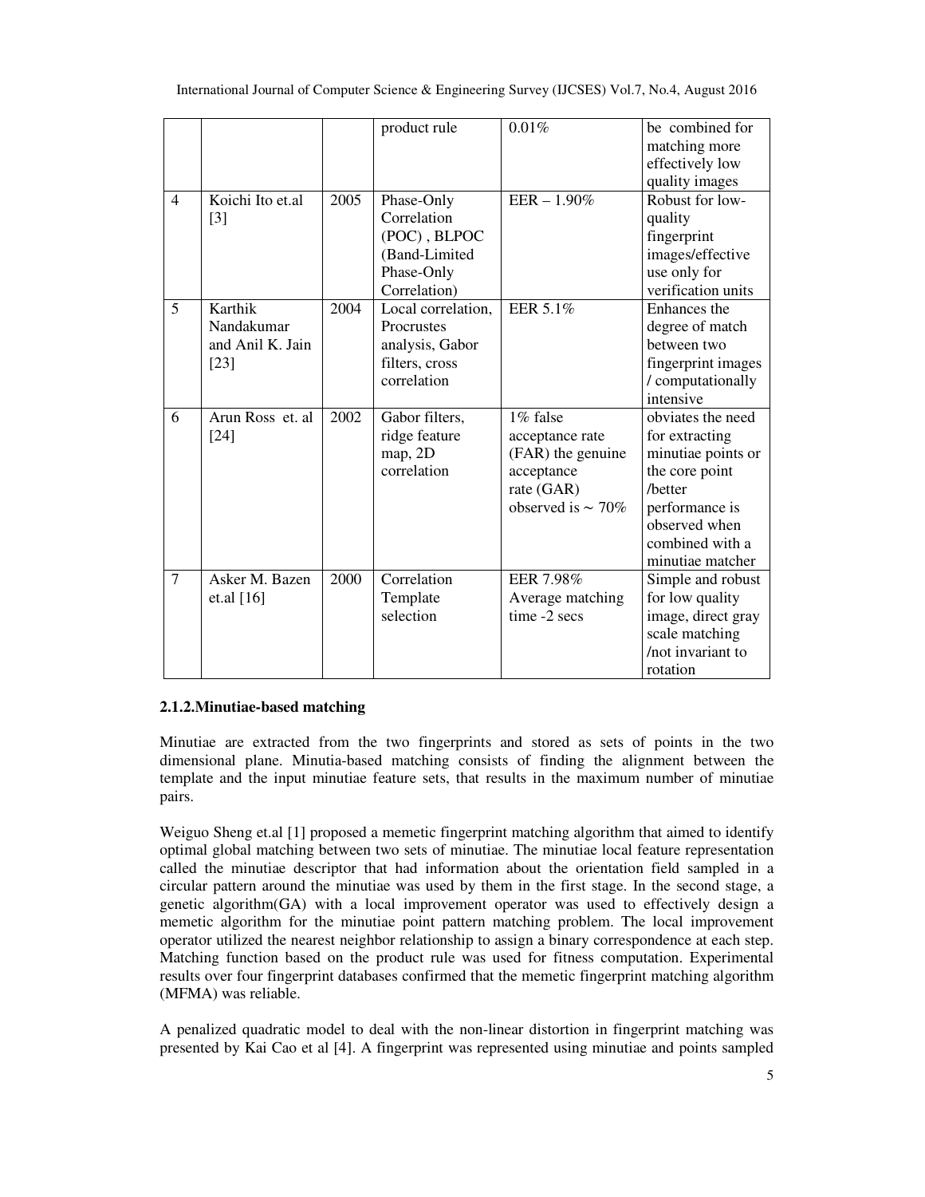| | | | product rule | 0.01% | be combined for matching more effectively low quality images |
|---|---|---|---|---|---|
| 4 | Koichi Ito et.al [3] | 2005 | Phase-Only Correlation (POC) , BLPOC (Band-Limited Phase-Only Correlation) | EER – 1.90% | Robust for low-quality fingerprint images/effective use only for verification units |
| 5 | Karthik Nandakumar and Anil K. Jain [23] | 2004 | Local correlation, Procrustes analysis, Gabor filters, cross correlation | EER 5.1% | Enhances the degree of match between two fingerprint images / computationally intensive |
| 6 | Arun Ross et. al [24] | 2002 | Gabor filters, ridge feature map, 2D correlation | 1% false acceptance rate (FAR) the genuine acceptance rate (GAR) observed is ~ 70% | obviates the need for extracting minutiae points or the core point /better performance is observed when combined with a minutiae matcher |
| 7 | Asker M. Bazen et.al [16] | 2000 | Correlation Template selection | EER 7.98% Average matching time -2 secs | Simple and robust for low quality image, direct gray scale matching /not invariant to rotation |

#### 2.1.2.Minutiae-based matching

Minutiae are extracted from the two fingerprints and stored as sets of points in the two dimensional plane. Minutia-based matching consists of finding the alignment between the template and the input minutiae feature sets, that results in the maximum number of minutiae pairs.

Weiguo Sheng et.al [1] proposed a memetic fingerprint matching algorithm that aimed to identify optimal global matching between two sets of minutiae. The minutiae local feature representation called the minutiae descriptor that had information about the orientation field sampled in a circular pattern around the minutiae was used by them in the first stage. In the second stage, a genetic algorithm(GA) with a local improvement operator was used to effectively design a memetic algorithm for the minutiae point pattern matching problem. The local improvement operator utilized the nearest neighbor relationship to assign a binary correspondence at each step. Matching function based on the product rule was used for fitness computation. Experimental results over four fingerprint databases confirmed that the memetic fingerprint matching algorithm (MFMA) was reliable.

A penalized quadratic model to deal with the non-linear distortion in fingerprint matching was presented by Kai Cao et al [4]. A fingerprint was represented using minutiae and points sampled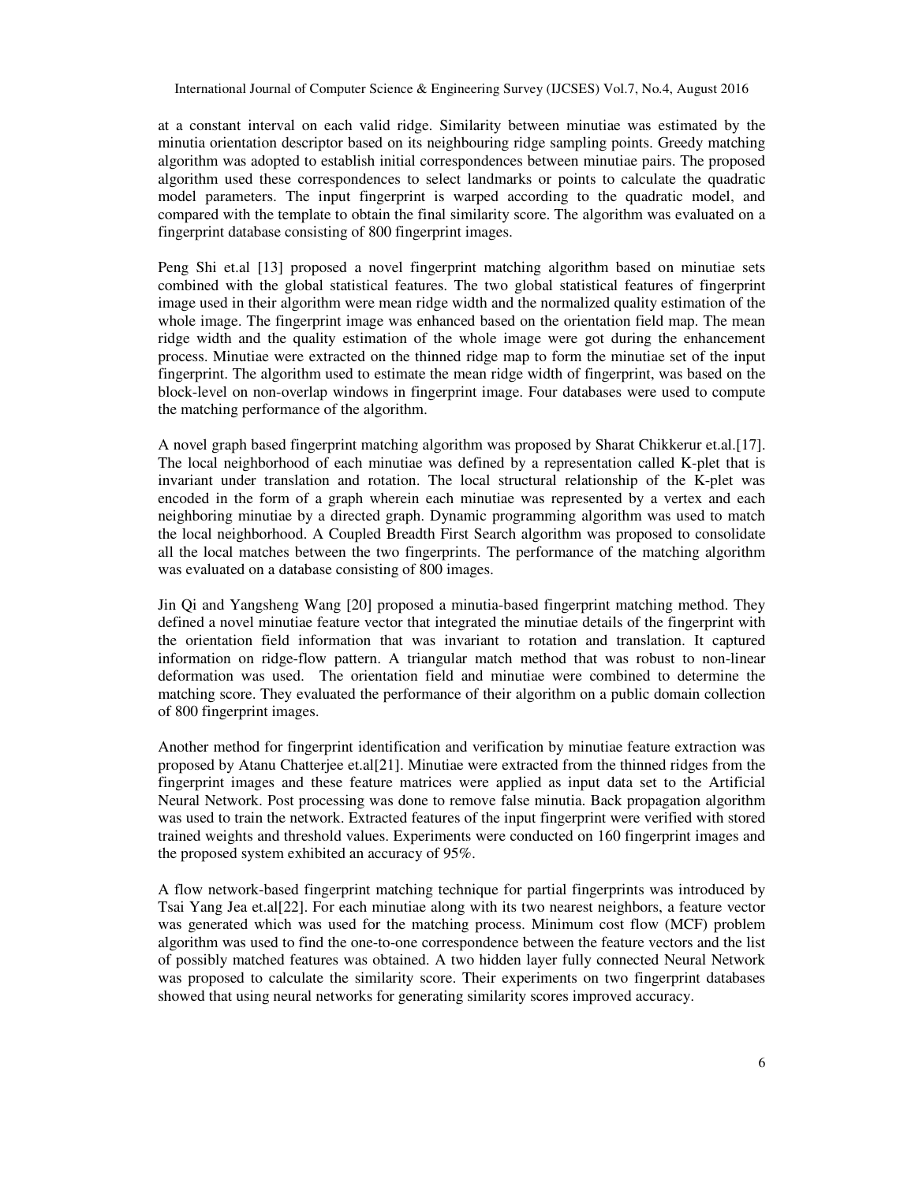at a constant interval on each valid ridge. Similarity between minutiae was estimated by the minutia orientation descriptor based on its neighbouring ridge sampling points. Greedy matching algorithm was adopted to establish initial correspondences between minutiae pairs. The proposed algorithm used these correspondences to select landmarks or points to calculate the quadratic model parameters. The input fingerprint is warped according to the quadratic model, and compared with the template to obtain the final similarity score. The algorithm was evaluated on a fingerprint database consisting of 800 fingerprint images.

Peng Shi et.al [13] proposed a novel fingerprint matching algorithm based on minutiae sets combined with the global statistical features. The two global statistical features of fingerprint image used in their algorithm were mean ridge width and the normalized quality estimation of the whole image. The fingerprint image was enhanced based on the orientation field map. The mean ridge width and the quality estimation of the whole image were got during the enhancement process. Minutiae were extracted on the thinned ridge map to form the minutiae set of the input fingerprint. The algorithm used to estimate the mean ridge width of fingerprint, was based on the block-level on non-overlap windows in fingerprint image. Four databases were used to compute the matching performance of the algorithm.

A novel graph based fingerprint matching algorithm was proposed by Sharat Chikkerur et.al.[17]. The local neighborhood of each minutiae was defined by a representation called K-plet that is invariant under translation and rotation. The local structural relationship of the K-plet was encoded in the form of a graph wherein each minutiae was represented by a vertex and each neighboring minutiae by a directed graph. Dynamic programming algorithm was used to match the local neighborhood. A Coupled Breadth First Search algorithm was proposed to consolidate all the local matches between the two fingerprints. The performance of the matching algorithm was evaluated on a database consisting of 800 images.

Jin Qi and Yangsheng Wang [20] proposed a minutia-based fingerprint matching method. They defined a novel minutiae feature vector that integrated the minutiae details of the fingerprint with the orientation field information that was invariant to rotation and translation. It captured information on ridge-flow pattern. A triangular match method that was robust to non-linear deformation was used. The orientation field and minutiae were combined to determine the matching score. They evaluated the performance of their algorithm on a public domain collection of 800 fingerprint images.

Another method for fingerprint identification and verification by minutiae feature extraction was proposed by Atanu Chatterjee et.al[21]. Minutiae were extracted from the thinned ridges from the fingerprint images and these feature matrices were applied as input data set to the Artificial Neural Network. Post processing was done to remove false minutia. Back propagation algorithm was used to train the network. Extracted features of the input fingerprint were verified with stored trained weights and threshold values. Experiments were conducted on 160 fingerprint images and the proposed system exhibited an accuracy of 95%.

A flow network-based fingerprint matching technique for partial fingerprints was introduced by Tsai Yang Jea et.al[22]. For each minutiae along with its two nearest neighbors, a feature vector was generated which was used for the matching process. Minimum cost flow (MCF) problem algorithm was used to find the one-to-one correspondence between the feature vectors and the list of possibly matched features was obtained. A two hidden layer fully connected Neural Network was proposed to calculate the similarity score. Their experiments on two fingerprint databases showed that using neural networks for generating similarity scores improved accuracy.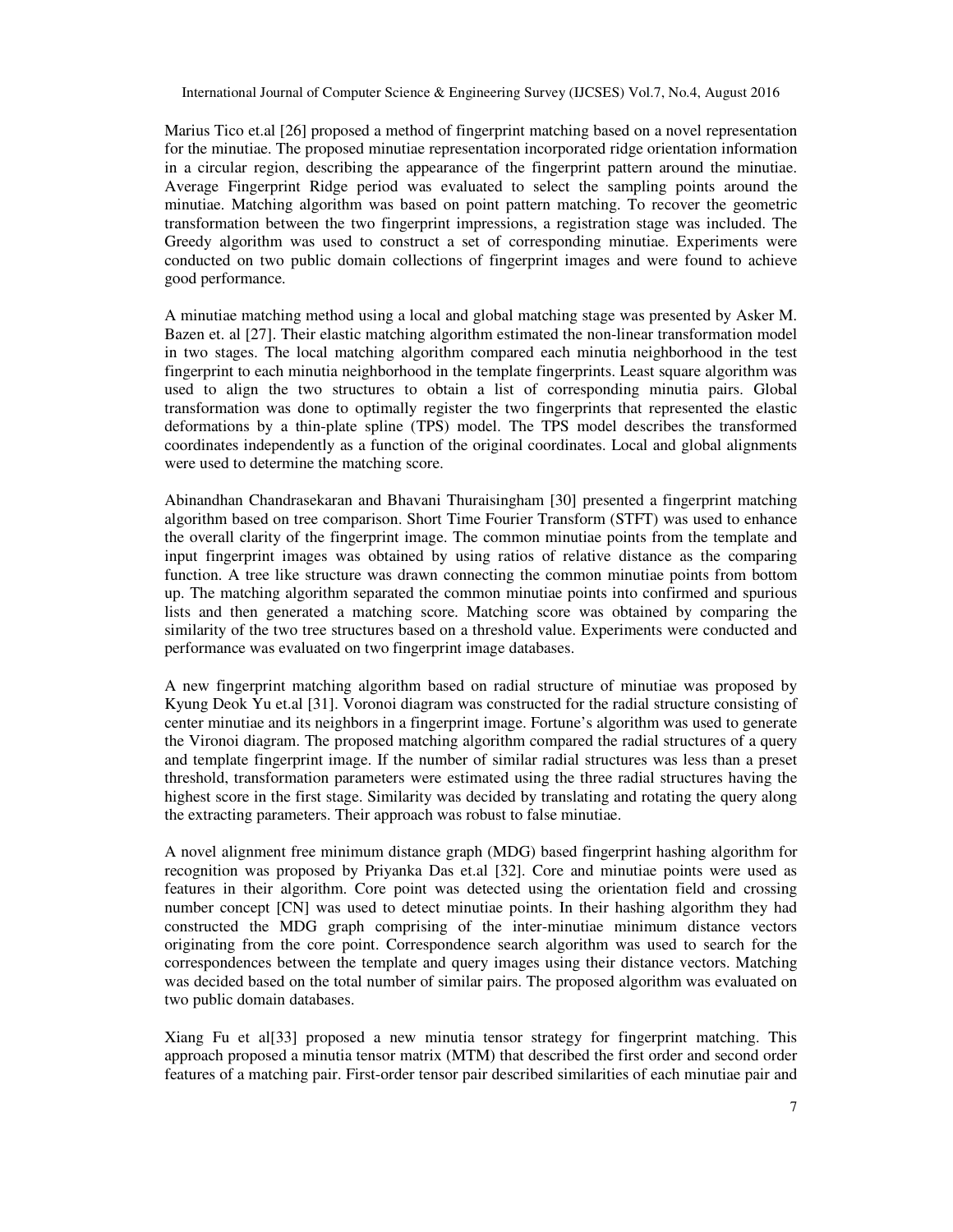Marius Tico et.al [26] proposed a method of fingerprint matching based on a novel representation for the minutiae. The proposed minutiae representation incorporated ridge orientation information in a circular region, describing the appearance of the fingerprint pattern around the minutiae. Average Fingerprint Ridge period was evaluated to select the sampling points around the minutiae. Matching algorithm was based on point pattern matching. To recover the geometric transformation between the two fingerprint impressions, a registration stage was included. The Greedy algorithm was used to construct a set of corresponding minutiae. Experiments were conducted on two public domain collections of fingerprint images and were found to achieve good performance.

A minutiae matching method using a local and global matching stage was presented by Asker M. Bazen et. al [27]. Their elastic matching algorithm estimated the non-linear transformation model in two stages. The local matching algorithm compared each minutia neighborhood in the test fingerprint to each minutia neighborhood in the template fingerprints. Least square algorithm was used to align the two structures to obtain a list of corresponding minutia pairs. Global transformation was done to optimally register the two fingerprints that represented the elastic deformations by a thin-plate spline (TPS) model. The TPS model describes the transformed coordinates independently as a function of the original coordinates. Local and global alignments were used to determine the matching score.

Abinandhan Chandrasekaran and Bhavani Thuraisingham [30] presented a fingerprint matching algorithm based on tree comparison. Short Time Fourier Transform (STFT) was used to enhance the overall clarity of the fingerprint image. The common minutiae points from the template and input fingerprint images was obtained by using ratios of relative distance as the comparing function. A tree like structure was drawn connecting the common minutiae points from bottom up. The matching algorithm separated the common minutiae points into confirmed and spurious lists and then generated a matching score. Matching score was obtained by comparing the similarity of the two tree structures based on a threshold value. Experiments were conducted and performance was evaluated on two fingerprint image databases.

A new fingerprint matching algorithm based on radial structure of minutiae was proposed by Kyung Deok Yu et.al [31]. Voronoi diagram was constructed for the radial structure consisting of center minutiae and its neighbors in a fingerprint image. Fortune's algorithm was used to generate the Vironoi diagram. The proposed matching algorithm compared the radial structures of a query and template fingerprint image. If the number of similar radial structures was less than a preset threshold, transformation parameters were estimated using the three radial structures having the highest score in the first stage. Similarity was decided by translating and rotating the query along the extracting parameters. Their approach was robust to false minutiae.

A novel alignment free minimum distance graph (MDG) based fingerprint hashing algorithm for recognition was proposed by Priyanka Das et.al [32]. Core and minutiae points were used as features in their algorithm. Core point was detected using the orientation field and crossing number concept [CN] was used to detect minutiae points. In their hashing algorithm they had constructed the MDG graph comprising of the inter-minutiae minimum distance vectors originating from the core point. Correspondence search algorithm was used to search for the correspondences between the template and query images using their distance vectors. Matching was decided based on the total number of similar pairs. The proposed algorithm was evaluated on two public domain databases.

Xiang Fu et al[33] proposed a new minutia tensor strategy for fingerprint matching. This approach proposed a minutia tensor matrix (MTM) that described the first order and second order features of a matching pair. First-order tensor pair described similarities of each minutiae pair and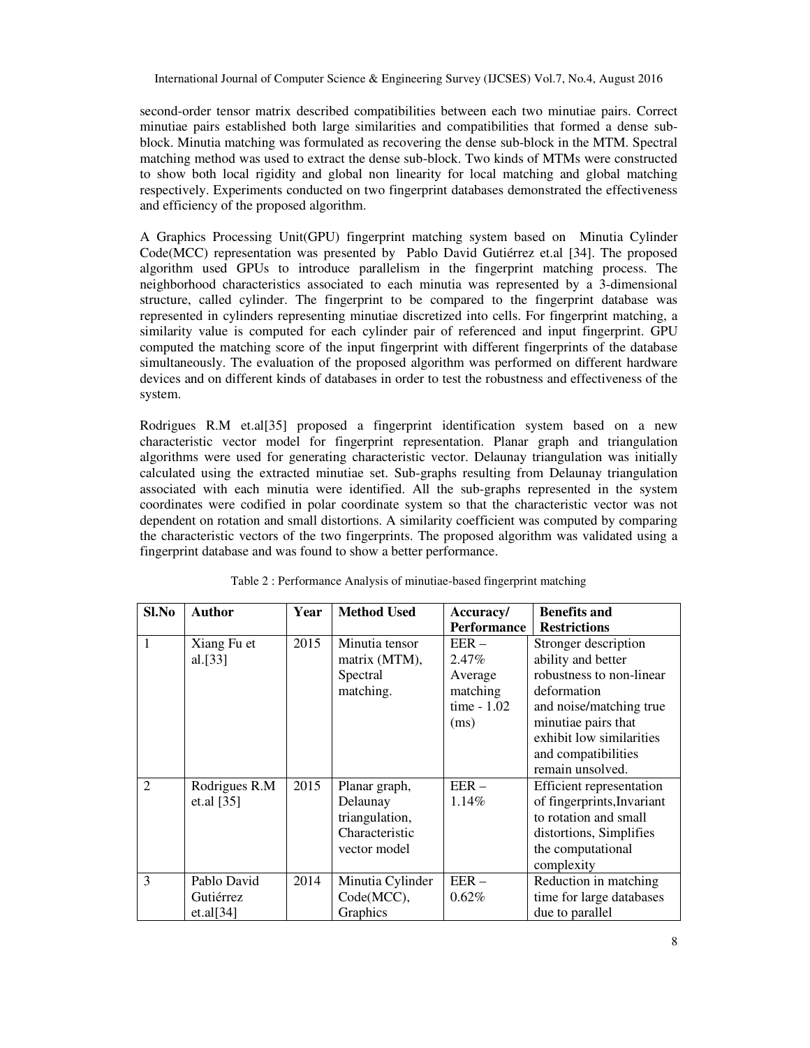second-order tensor matrix described compatibilities between each two minutiae pairs. Correct minutiae pairs established both large similarities and compatibilities that formed a dense sub-block. Minutia matching was formulated as recovering the dense sub-block in the MTM. Spectral matching method was used to extract the dense sub-block. Two kinds of MTMs were constructed to show both local rigidity and global non linearity for local matching and global matching respectively. Experiments conducted on two fingerprint databases demonstrated the effectiveness and efficiency of the proposed algorithm.

A Graphics Processing Unit(GPU) fingerprint matching system based on Minutia Cylinder Code(MCC) representation was presented by Pablo David Gutiérrez et.al [34]. The proposed algorithm used GPUs to introduce parallelism in the fingerprint matching process. The neighborhood characteristics associated to each minutia was represented by a 3-dimensional structure, called cylinder. The fingerprint to be compared to the fingerprint database was represented in cylinders representing minutiae discretized into cells. For fingerprint matching, a similarity value is computed for each cylinder pair of referenced and input fingerprint. GPU computed the matching score of the input fingerprint with different fingerprints of the database simultaneously. The evaluation of the proposed algorithm was performed on different hardware devices and on different kinds of databases in order to test the robustness and effectiveness of the system.

Rodrigues R.M et.al[35] proposed a fingerprint identification system based on a new characteristic vector model for fingerprint representation. Planar graph and triangulation algorithms were used for generating characteristic vector. Delaunay triangulation was initially calculated using the extracted minutiae set. Sub-graphs resulting from Delaunay triangulation associated with each minutia were identified. All the sub-graphs represented in the system coordinates were codified in polar coordinate system so that the characteristic vector was not dependent on rotation and small distortions. A similarity coefficient was computed by comparing the characteristic vectors of the two fingerprints. The proposed algorithm was validated using a fingerprint database and was found to show a better performance.

Table 2 : Performance Analysis of minutiae-based fingerprint matching

| Sl.No | Author | Year | Method Used | Accuracy/ Performance | Benefits and Restrictions |
|---|---|---|---|---|---|
| 1 | Xiang Fu et al.[33] | 2015 | Minutia tensor matrix (MTM), Spectral matching. | EER – 2.47% Average matching time - 1.02 (ms) | Stronger description ability and better robustness to non-linear deformation and noise/matching true minutiae pairs that exhibit low similarities and compatibilities remain unsolved. |
| 2 | Rodrigues R.M et.al [35] | 2015 | Planar graph, Delaunay triangulation, Characteristic vector model | EER – 1.14% | Efficient representation of fingerprints,Invariant to rotation and small distortions, Simplifies the computational complexity |
| 3 | Pablo David Gutiérrez et.al[34] | 2014 | Minutia Cylinder Code(MCC), Graphics | EER – 0.62% | Reduction in matching time for large databases due to parallel |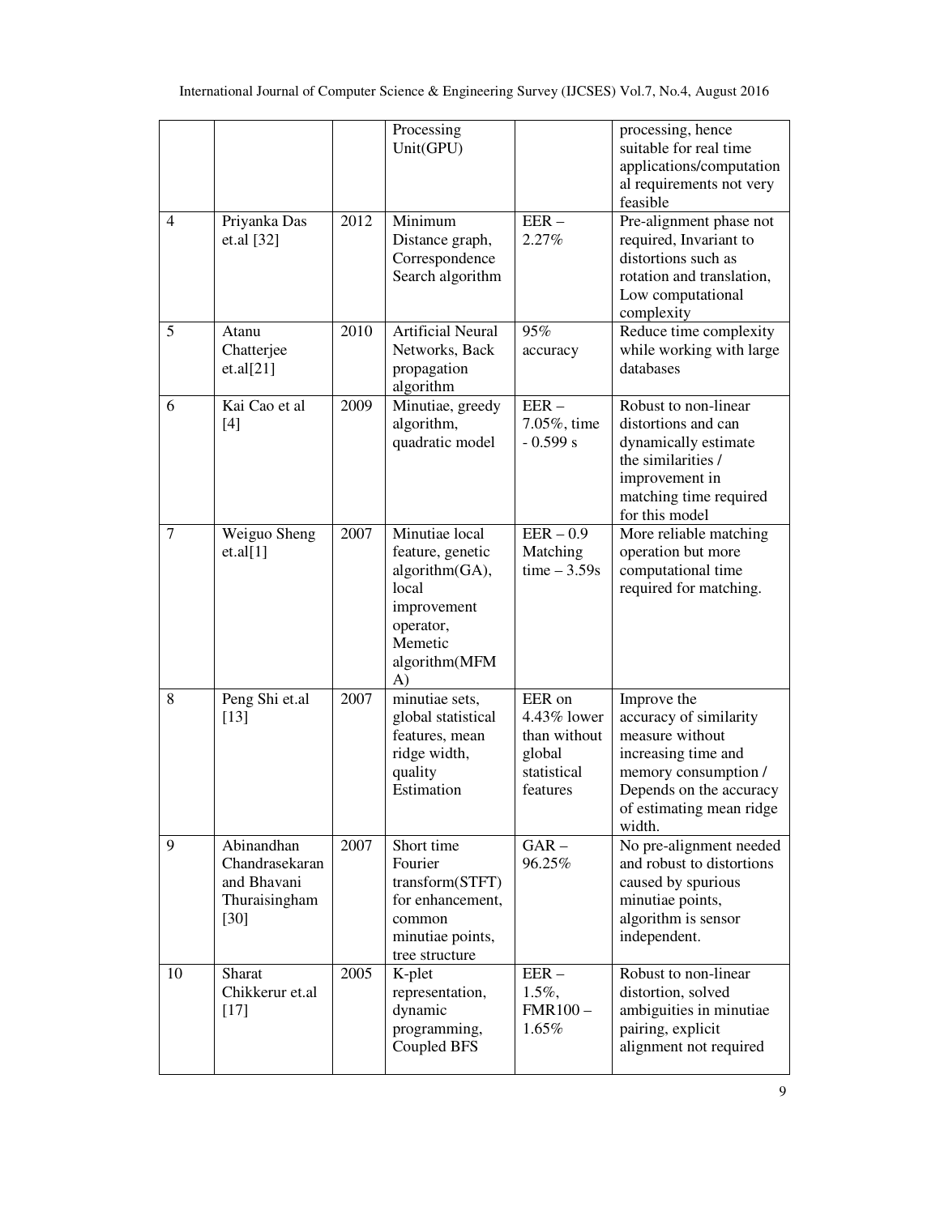| | | | Processing Unit(GPU) | | processing, hence suitable for real time applications/computational requirements not very feasible |
|---|---|---|---|---|---|
| 4 | Priyanka Das et.al [32] | 2012 | Minimum Distance graph, Correspondence Search algorithm | EER – 2.27% | Pre-alignment phase not required, Invariant to distortions such as rotation and translation, Low computational complexity |
| 5 | Atanu Chatterjee et.al[21] | 2010 | Artificial Neural Networks, Back propagation algorithm | 95% accuracy | Reduce time complexity while working with large databases |
| 6 | Kai Cao et al [4] | 2009 | Minutiae, greedy algorithm, quadratic model | EER – 7.05%, time - 0.599 s | Robust to non-linear distortions and can dynamically estimate the similarities / improvement in matching time required for this model |
| 7 | Weiguo Sheng et.al[1] | 2007 | Minutiae local feature, genetic algorithm(GA), local improvement operator, Memetic algorithm(MFMA) | EER – 0.9 Matching time – 3.59s | More reliable matching operation but more computational time required for matching. |
| 8 | Peng Shi et.al [13] | 2007 | minutiae sets, global statistical features, mean ridge width, quality Estimation | EER on 4.43% lower than without global statistical features | Improve the accuracy of similarity measure without increasing time and memory consumption / Depends on the accuracy of estimating mean ridge width. |
| 9 | Abinandhan Chandrasekaran and Bhavani Thuraisingham [30] | 2007 | Short time Fourier transform(STFT) for enhancement, common minutiae points, tree structure | GAR – 96.25% | No pre-alignment needed and robust to distortions caused by spurious minutiae points, algorithm is sensor independent. |
| 10 | Sharat Chikkerur et.al [17] | 2005 | K-plet representation, dynamic programming, Coupled BFS | EER – 1.5%, FMR100 – 1.65% | Robust to non-linear distortion, solved ambiguities in minutiae pairing, explicit alignment not required |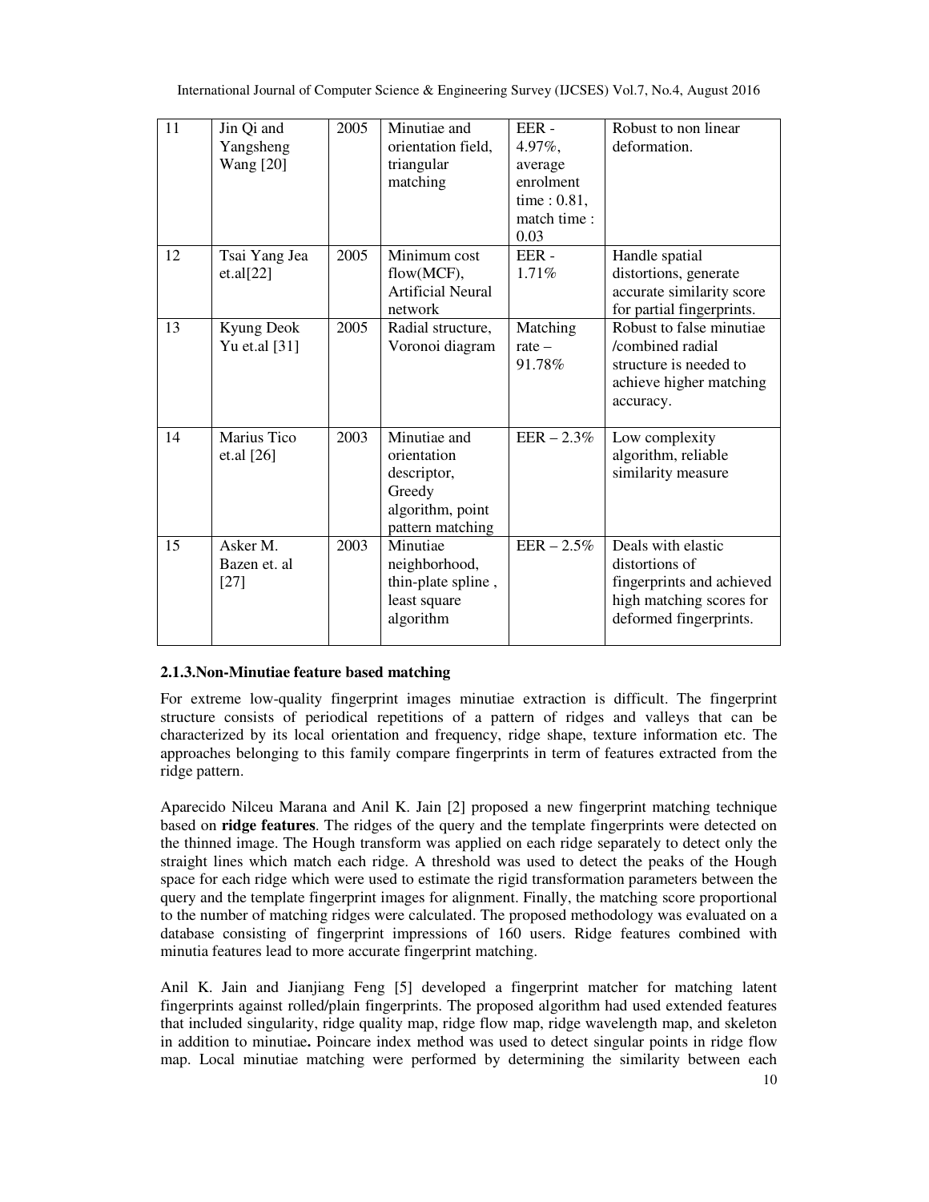| 11 | Jin Qi and Yangsheng Wang [20] | 2005 | Minutiae and orientation field, triangular matching | EER - 4.97%, average enrolment time : 0.81, match time : 0.03 | Robust to non linear deformation. |
|---|---|---|---|---|---|
| 12 | Tsai Yang Jea et.al[22] | 2005 | Minimum cost flow(MCF), Artificial Neural network | EER - 1.71% | Handle spatial distortions, generate accurate similarity score for partial fingerprints. |
| 13 | Kyung Deok Yu et.al [31] | 2005 | Radial structure, Voronoi diagram | Matching rate – 91.78% | Robust to false minutiae /combined radial structure is needed to achieve higher matching accuracy. |
| 14 | Marius Tico et.al [26] | 2003 | Minutiae and orientation descriptor, Greedy algorithm, point pattern matching | EER – 2.3% | Low complexity algorithm, reliable similarity measure |
| 15 | Asker M. Bazen et. al [27] | 2003 | Minutiae neighborhood, thin-plate spline , least square algorithm | EER – 2.5% | Deals with elastic distortions of fingerprints and achieved high matching scores for deformed fingerprints. |

### 2.1.3.Non-Minutiae feature based matching

For extreme low-quality fingerprint images minutiae extraction is difficult. The fingerprint structure consists of periodical repetitions of a pattern of ridges and valleys that can be characterized by its local orientation and frequency, ridge shape, texture information etc. The approaches belonging to this family compare fingerprints in term of features extracted from the ridge pattern.

Aparecido Nilceu Marana and Anil K. Jain [2] proposed a new fingerprint matching technique based on **ridge features**. The ridges of the query and the template fingerprints were detected on the thinned image. The Hough transform was applied on each ridge separately to detect only the straight lines which match each ridge. A threshold was used to detect the peaks of the Hough space for each ridge which were used to estimate the rigid transformation parameters between the query and the template fingerprint images for alignment. Finally, the matching score proportional to the number of matching ridges were calculated. The proposed methodology was evaluated on a database consisting of fingerprint impressions of 160 users. Ridge features combined with minutia features lead to more accurate fingerprint matching.

Anil K. Jain and Jianjiang Feng [5] developed a fingerprint matcher for matching latent fingerprints against rolled/plain fingerprints. The proposed algorithm had used extended features that included singularity, ridge quality map, ridge flow map, ridge wavelength map, and skeleton in addition to minutiae**.** Poincare index method was used to detect singular points in ridge flow map. Local minutiae matching were performed by determining the similarity between each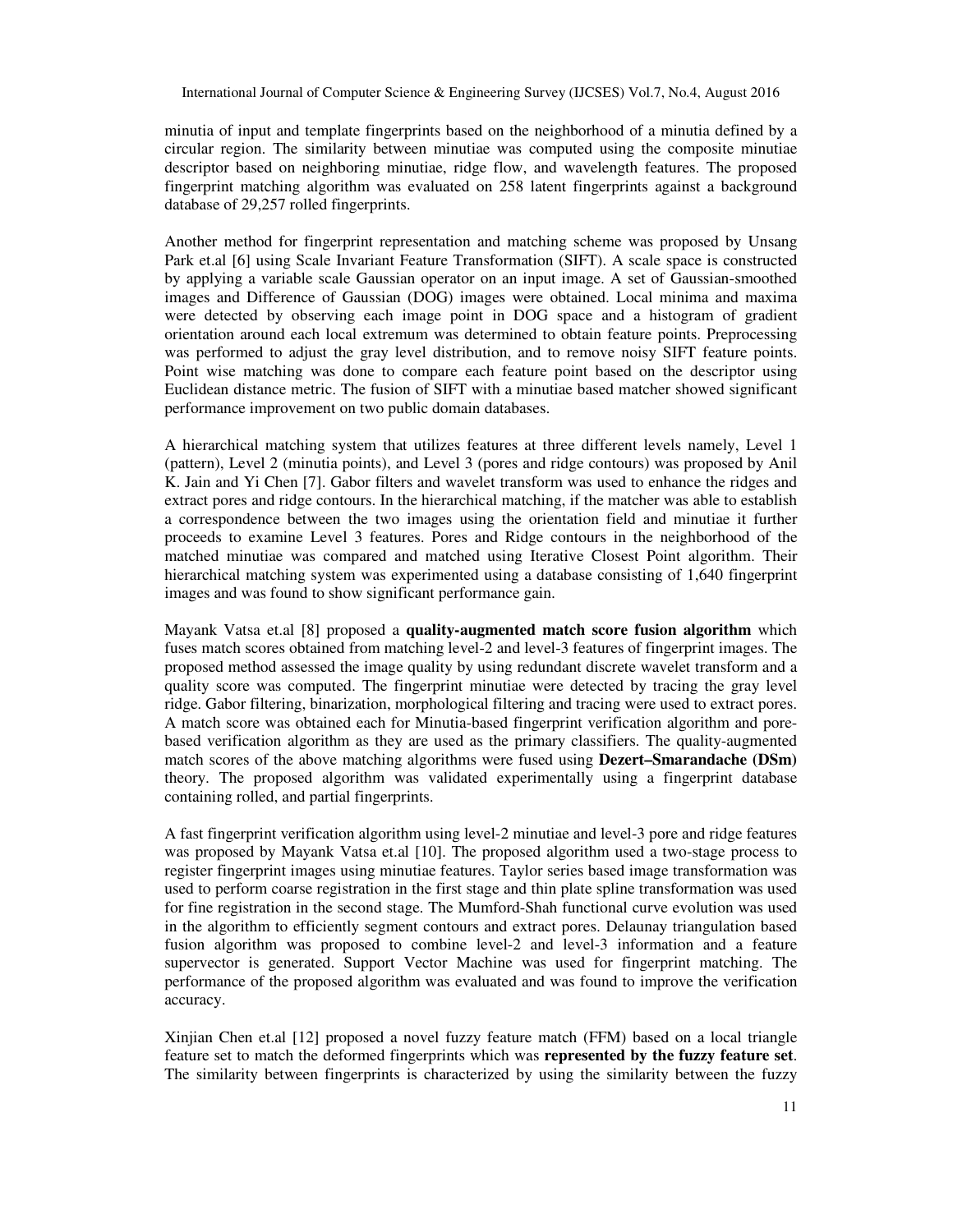minutia of input and template fingerprints based on the neighborhood of a minutia defined by a circular region. The similarity between minutiae was computed using the composite minutiae descriptor based on neighboring minutiae, ridge flow, and wavelength features. The proposed fingerprint matching algorithm was evaluated on 258 latent fingerprints against a background database of 29,257 rolled fingerprints.

Another method for fingerprint representation and matching scheme was proposed by Unsang Park et.al [6] using Scale Invariant Feature Transformation (SIFT). A scale space is constructed by applying a variable scale Gaussian operator on an input image. A set of Gaussian-smoothed images and Difference of Gaussian (DOG) images were obtained. Local minima and maxima were detected by observing each image point in DOG space and a histogram of gradient orientation around each local extremum was determined to obtain feature points. Preprocessing was performed to adjust the gray level distribution, and to remove noisy SIFT feature points. Point wise matching was done to compare each feature point based on the descriptor using Euclidean distance metric. The fusion of SIFT with a minutiae based matcher showed significant performance improvement on two public domain databases.

A hierarchical matching system that utilizes features at three different levels namely, Level 1 (pattern), Level 2 (minutia points), and Level 3 (pores and ridge contours) was proposed by Anil K. Jain and Yi Chen [7]. Gabor filters and wavelet transform was used to enhance the ridges and extract pores and ridge contours. In the hierarchical matching, if the matcher was able to establish a correspondence between the two images using the orientation field and minutiae it further proceeds to examine Level 3 features. Pores and Ridge contours in the neighborhood of the matched minutiae was compared and matched using Iterative Closest Point algorithm. Their hierarchical matching system was experimented using a database consisting of 1,640 fingerprint images and was found to show significant performance gain.

Mayank Vatsa et.al [8] proposed a **quality-augmented match score fusion algorithm** which fuses match scores obtained from matching level-2 and level-3 features of fingerprint images. The proposed method assessed the image quality by using redundant discrete wavelet transform and a quality score was computed. The fingerprint minutiae were detected by tracing the gray level ridge. Gabor filtering, binarization, morphological filtering and tracing were used to extract pores. A match score was obtained each for Minutia-based fingerprint verification algorithm and pore-based verification algorithm as they are used as the primary classifiers. The quality-augmented match scores of the above matching algorithms were fused using **Dezert–Smarandache (DSm)** theory. The proposed algorithm was validated experimentally using a fingerprint database containing rolled, and partial fingerprints.

A fast fingerprint verification algorithm using level-2 minutiae and level-3 pore and ridge features was proposed by Mayank Vatsa et.al [10]. The proposed algorithm used a two-stage process to register fingerprint images using minutiae features. Taylor series based image transformation was used to perform coarse registration in the first stage and thin plate spline transformation was used for fine registration in the second stage. The Mumford-Shah functional curve evolution was used in the algorithm to efficiently segment contours and extract pores. Delaunay triangulation based fusion algorithm was proposed to combine level-2 and level-3 information and a feature supervector is generated. Support Vector Machine was used for fingerprint matching. The performance of the proposed algorithm was evaluated and was found to improve the verification accuracy.

Xinjian Chen et.al [12] proposed a novel fuzzy feature match (FFM) based on a local triangle feature set to match the deformed fingerprints which was **represented by the fuzzy feature set**. The similarity between fingerprints is characterized by using the similarity between the fuzzy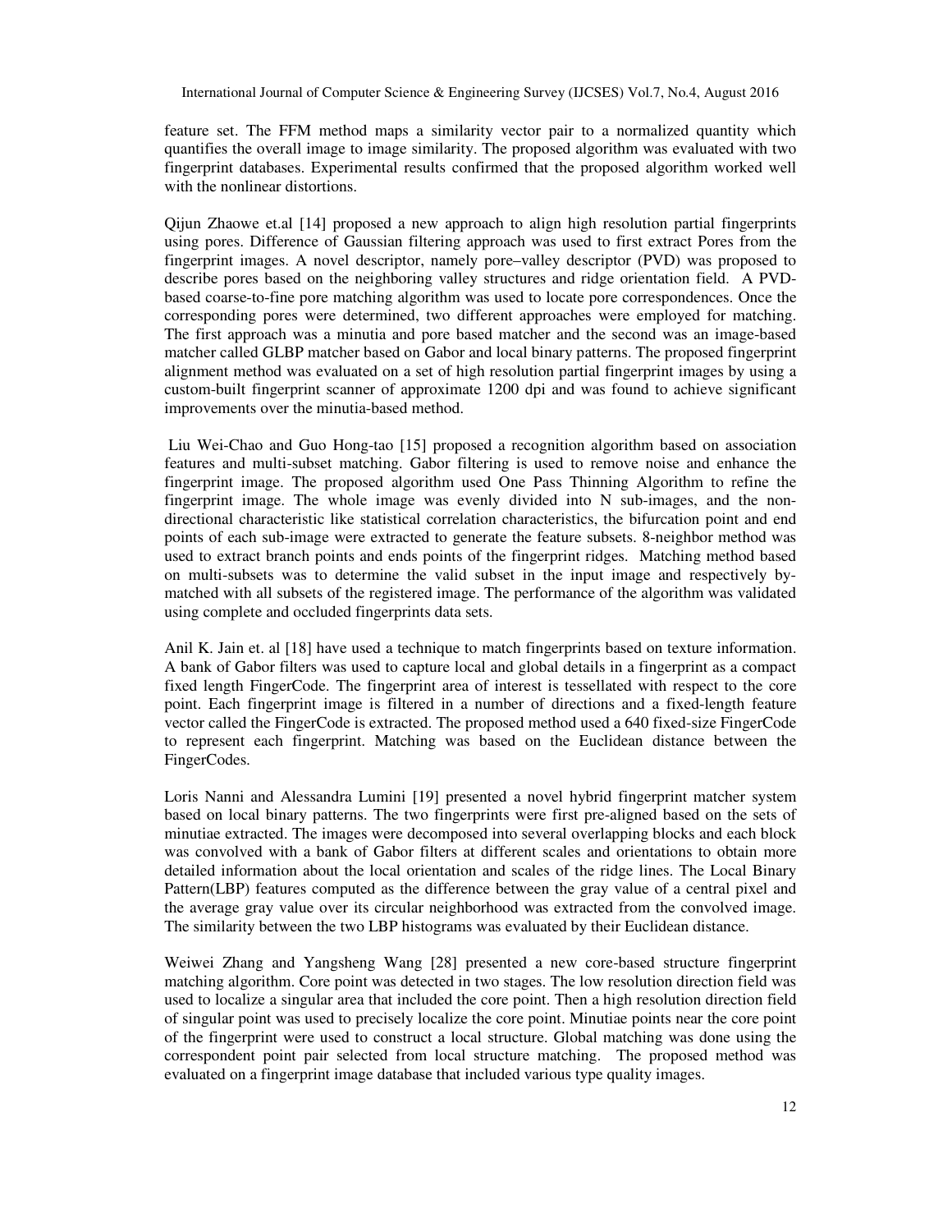feature set. The FFM method maps a similarity vector pair to a normalized quantity which quantifies the overall image to image similarity. The proposed algorithm was evaluated with two fingerprint databases. Experimental results confirmed that the proposed algorithm worked well with the nonlinear distortions.

Qijun Zhaowe et.al [14] proposed a new approach to align high resolution partial fingerprints using pores. Difference of Gaussian filtering approach was used to first extract Pores from the fingerprint images. A novel descriptor, namely pore–valley descriptor (PVD) was proposed to describe pores based on the neighboring valley structures and ridge orientation field. A PVD-based coarse-to-fine pore matching algorithm was used to locate pore correspondences. Once the corresponding pores were determined, two different approaches were employed for matching. The first approach was a minutia and pore based matcher and the second was an image-based matcher called GLBP matcher based on Gabor and local binary patterns. The proposed fingerprint alignment method was evaluated on a set of high resolution partial fingerprint images by using a custom-built fingerprint scanner of approximate 1200 dpi and was found to achieve significant improvements over the minutia-based method.

Liu Wei-Chao and Guo Hong-tao [15] proposed a recognition algorithm based on association features and multi-subset matching. Gabor filtering is used to remove noise and enhance the fingerprint image. The proposed algorithm used One Pass Thinning Algorithm to refine the fingerprint image. The whole image was evenly divided into N sub-images, and the non-directional characteristic like statistical correlation characteristics, the bifurcation point and end points of each sub-image were extracted to generate the feature subsets. 8-neighbor method was used to extract branch points and ends points of the fingerprint ridges. Matching method based on multi-subsets was to determine the valid subset in the input image and respectively by-matched with all subsets of the registered image. The performance of the algorithm was validated using complete and occluded fingerprints data sets.

Anil K. Jain et. al [18] have used a technique to match fingerprints based on texture information. A bank of Gabor filters was used to capture local and global details in a fingerprint as a compact fixed length FingerCode. The fingerprint area of interest is tessellated with respect to the core point. Each fingerprint image is filtered in a number of directions and a fixed-length feature vector called the FingerCode is extracted. The proposed method used a 640 fixed-size FingerCode to represent each fingerprint. Matching was based on the Euclidean distance between the FingerCodes.

Loris Nanni and Alessandra Lumini [19] presented a novel hybrid fingerprint matcher system based on local binary patterns. The two fingerprints were first pre-aligned based on the sets of minutiae extracted. The images were decomposed into several overlapping blocks and each block was convolved with a bank of Gabor filters at different scales and orientations to obtain more detailed information about the local orientation and scales of the ridge lines. The Local Binary Pattern(LBP) features computed as the difference between the gray value of a central pixel and the average gray value over its circular neighborhood was extracted from the convolved image. The similarity between the two LBP histograms was evaluated by their Euclidean distance.

Weiwei Zhang and Yangsheng Wang [28] presented a new core-based structure fingerprint matching algorithm. Core point was detected in two stages. The low resolution direction field was used to localize a singular area that included the core point. Then a high resolution direction field of singular point was used to precisely localize the core point. Minutiae points near the core point of the fingerprint were used to construct a local structure. Global matching was done using the correspondent point pair selected from local structure matching. The proposed method was evaluated on a fingerprint image database that included various type quality images.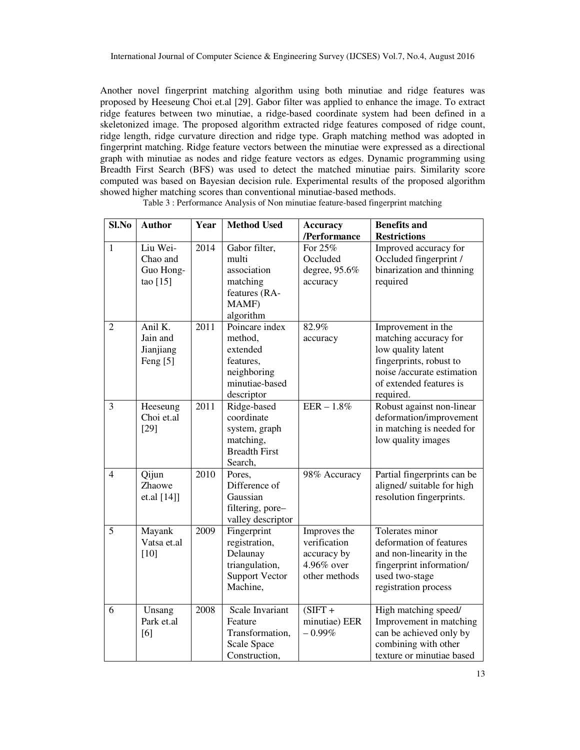Another novel fingerprint matching algorithm using both minutiae and ridge features was proposed by Heeseung Choi et.al [29]. Gabor filter was applied to enhance the image. To extract ridge features between two minutiae, a ridge-based coordinate system had been defined in a skeletonized image. The proposed algorithm extracted ridge features composed of ridge count, ridge length, ridge curvature direction and ridge type. Graph matching method was adopted in fingerprint matching. Ridge feature vectors between the minutiae were expressed as a directional graph with minutiae as nodes and ridge feature vectors as edges. Dynamic programming using Breadth First Search (BFS) was used to detect the matched minutiae pairs. Similarity score computed was based on Bayesian decision rule. Experimental results of the proposed algorithm showed higher matching scores than conventional minutiae-based methods.

Table 3 : Performance Analysis of Non minutiae feature-based fingerprint matching

| Sl.No | Author | Year | Method Used | Accuracy /Performance | Benefits and Restrictions |
|---|---|---|---|---|---|
| 1 | Liu Wei-Chao and Guo Hong-tao [15] | 2014 | Gabor filter, multi association matching features (RA-MAMF) algorithm | For 25% Occluded degree, 95.6% accuracy | Improved accuracy for Occluded fingerprint / binarization and thinning required |
| 2 | Anil K. Jain and Jianjiang Feng [5] | 2011 | Poincare index method, extended features, neighboring minutiae-based descriptor | 82.9% accuracy | Improvement in the matching accuracy for low quality latent fingerprints, robust to noise /accurate estimation of extended features is required. |
| 3 | Heeseung Choi et.al [29] | 2011 | Ridge-based coordinate system, graph matching, Breadth First Search, | EER – 1.8% | Robust against non-linear deformation/improvement in matching is needed for low quality images |
| 4 | Qijun Zhaowe et.al [14]] | 2010 | Pores, Difference of Gaussian filtering, pore–valley descriptor | 98% Accuracy | Partial fingerprints can be aligned/ suitable for high resolution fingerprints. |
| 5 | Mayank Vatsa et.al [10] | 2009 | Fingerprint registration, Delaunay triangulation, Support Vector Machine, | Improves the verification accuracy by 4.96% over other methods | Tolerates minor deformation of features and non-linearity in the fingerprint information/ used two-stage registration process |
| 6 | Unsang Park et.al [6] | 2008 | Scale Invariant Feature Transformation, Scale Space Construction, | (SIFT + minutiae) EER – 0.99% | High matching speed/ Improvement in matching can be achieved only by combining with other texture or minutiae based |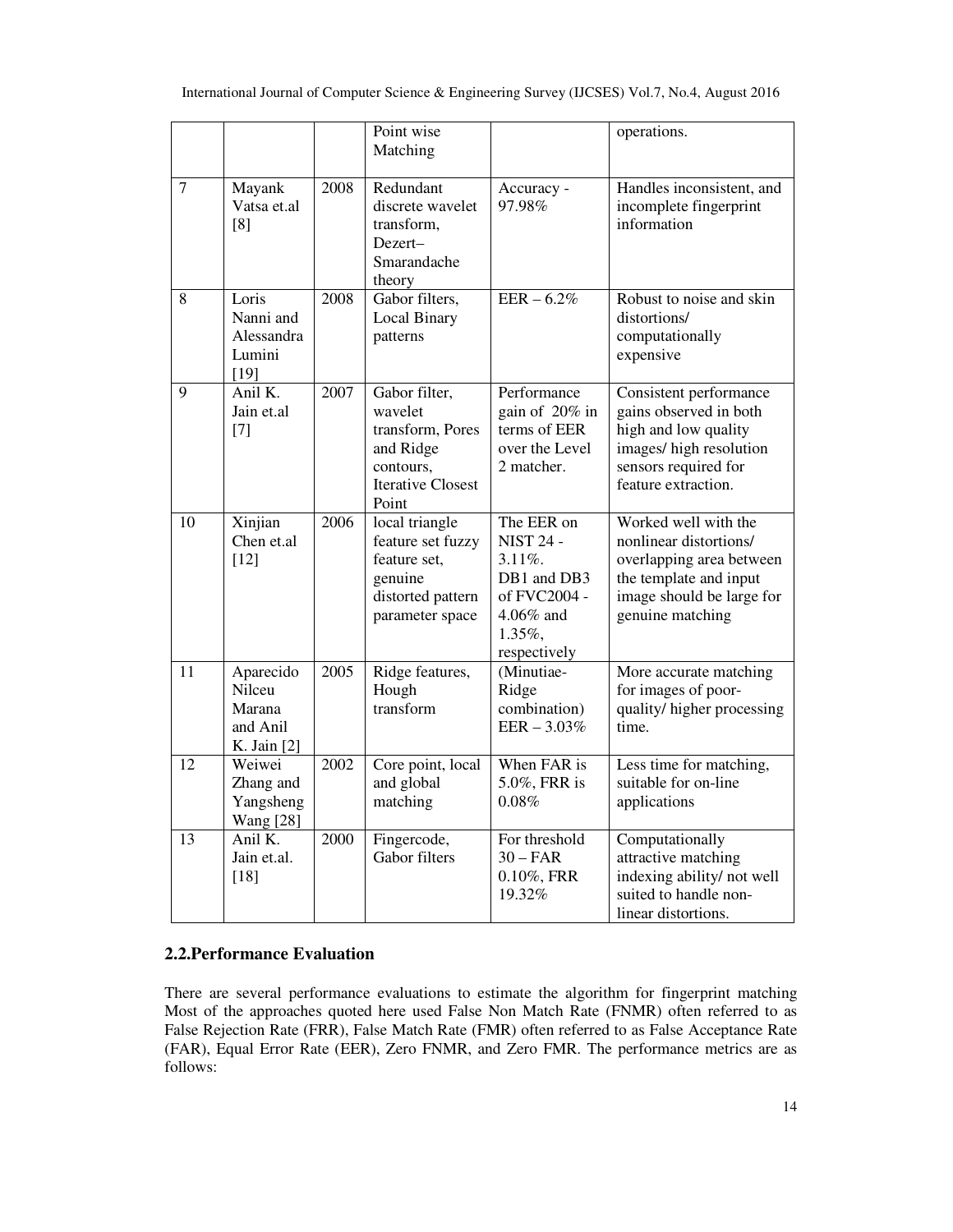|  |  |  | Point wise Matching |  | operations. |
|---|---|---|---|---|---|
| 7 | Mayank Vatsa et.al [8] | 2008 | Redundant discrete wavelet transform, Dezert–Smarandache theory | Accuracy - 97.98% | Handles inconsistent, and incomplete fingerprint information |
| 8 | Loris Nanni and Alessandra Lumini [19] | 2008 | Gabor filters, Local Binary patterns | EER – 6.2% | Robust to noise and skin distortions/ computationally expensive |
| 9 | Anil K. Jain et.al [7] | 2007 | Gabor filter, wavelet transform, Pores and Ridge contours, Iterative Closest Point | Performance gain of 20% in terms of EER over the Level 2 matcher. | Consistent performance gains observed in both high and low quality images/ high resolution sensors required for feature extraction. |
| 10 | Xinjian Chen et.al [12] | 2006 | local triangle feature set fuzzy feature set, genuine distorted pattern parameter space | The EER on NIST 24 - 3.11%. DB1 and DB3 of FVC2004 - 4.06% and 1.35%, respectively | Worked well with the nonlinear distortions/ overlapping area between the template and input image should be large for genuine matching |
| 11 | Aparecido Nilceu Marana and Anil K. Jain [2] | 2005 | Ridge features, Hough transform | (Minutiae-Ridge combination) EER – 3.03% | More accurate matching for images of poor-quality/ higher processing time. |
| 12 | Weiwei Zhang and Yangsheng Wang [28] | 2002 | Core point, local and global matching | When FAR is 5.0%, FRR is 0.08% | Less time for matching, suitable for on-line applications |
| 13 | Anil K. Jain et.al. [18] | 2000 | Fingercode, Gabor filters | For threshold 30 – FAR 0.10%, FRR 19.32% | Computationally attractive matching indexing ability/ not well suited to handle non-linear distortions. |

## 2.2.Performance Evaluation

There are several performance evaluations to estimate the algorithm for fingerprint matching Most of the approaches quoted here used False Non Match Rate (FNMR) often referred to as False Rejection Rate (FRR), False Match Rate (FMR) often referred to as False Acceptance Rate (FAR), Equal Error Rate (EER), Zero FNMR, and Zero FMR. The performance metrics are as follows: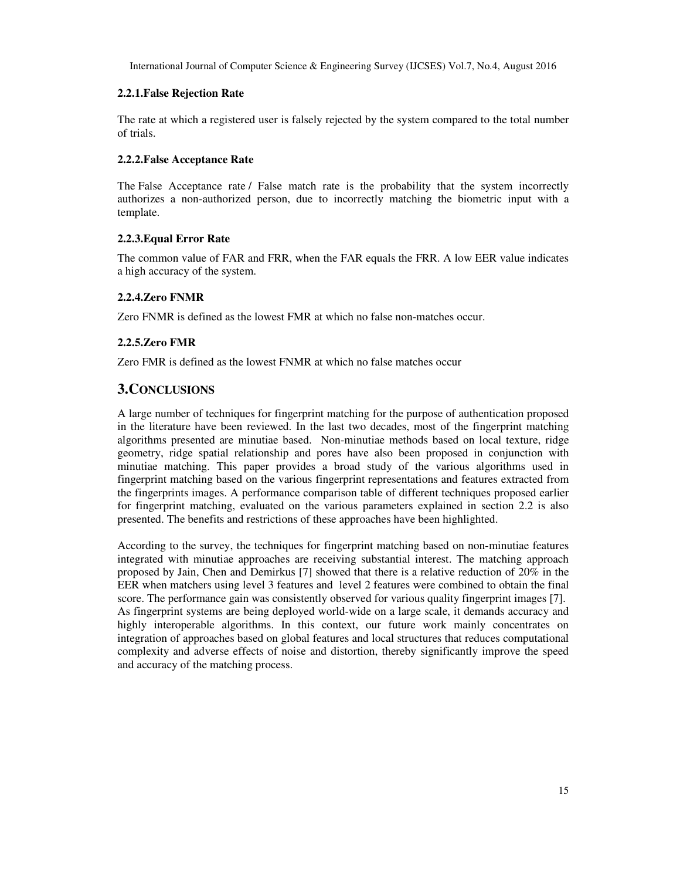#### 2.2.1.False Rejection Rate

The rate at which a registered user is falsely rejected by the system compared to the total number of trials.

#### 2.2.2.False Acceptance Rate

The False Acceptance rate / False match rate is the probability that the system incorrectly authorizes a non-authorized person, due to incorrectly matching the biometric input with a template.

#### 2.2.3.Equal Error Rate

The common value of FAR and FRR, when the FAR equals the FRR. A low EER value indicates a high accuracy of the system.

#### 2.2.4.Zero FNMR

Zero FNMR is defined as the lowest FMR at which no false non-matches occur.

#### 2.2.5.Zero FMR

Zero FMR is defined as the lowest FNMR at which no false matches occur

## 3.CONCLUSIONS

A large number of techniques for fingerprint matching for the purpose of authentication proposed in the literature have been reviewed. In the last two decades, most of the fingerprint matching algorithms presented are minutiae based. Non-minutiae methods based on local texture, ridge geometry, ridge spatial relationship and pores have also been proposed in conjunction with minutiae matching. This paper provides a broad study of the various algorithms used in fingerprint matching based on the various fingerprint representations and features extracted from the fingerprints images. A performance comparison table of different techniques proposed earlier for fingerprint matching, evaluated on the various parameters explained in section 2.2 is also presented. The benefits and restrictions of these approaches have been highlighted.

According to the survey, the techniques for fingerprint matching based on non-minutiae features integrated with minutiae approaches are receiving substantial interest. The matching approach proposed by Jain, Chen and Demirkus [7] showed that there is a relative reduction of 20% in the EER when matchers using level 3 features and level 2 features were combined to obtain the final score. The performance gain was consistently observed for various quality fingerprint images [7]. As fingerprint systems are being deployed world-wide on a large scale, it demands accuracy and highly interoperable algorithms. In this context, our future work mainly concentrates on integration of approaches based on global features and local structures that reduces computational complexity and adverse effects of noise and distortion, thereby significantly improve the speed and accuracy of the matching process.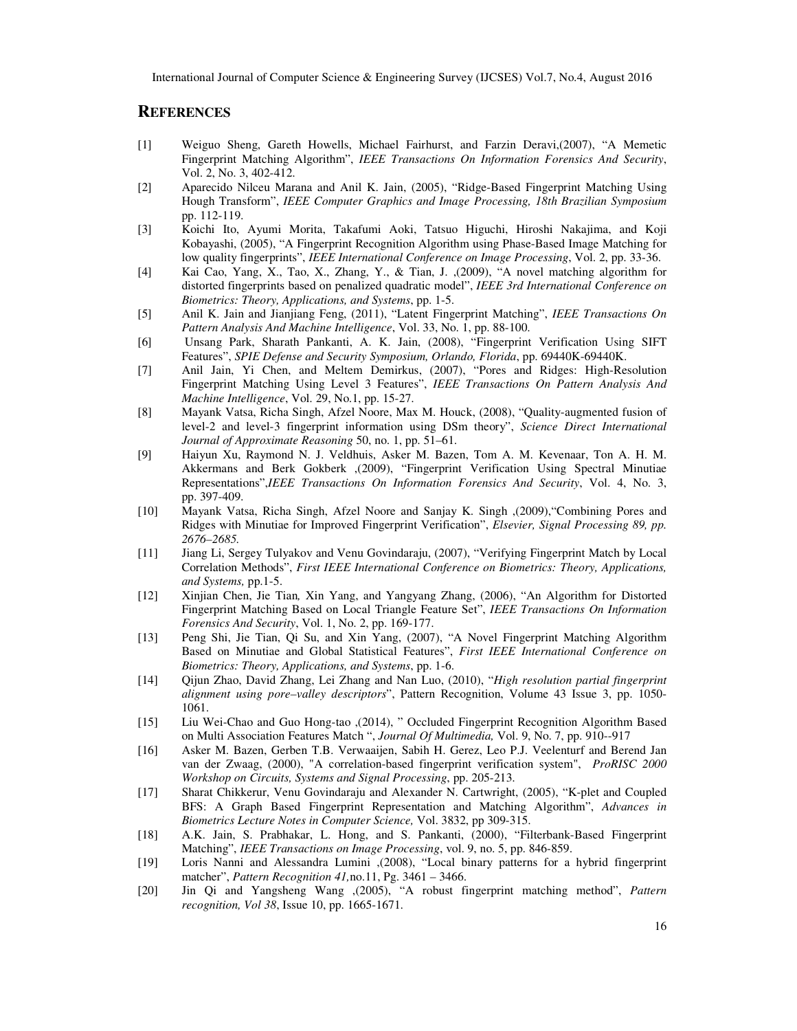## REFERENCES

[1] Weiguo Sheng, Gareth Howells, Michael Fairhurst, and Farzin Deravi,(2007), "A Memetic Fingerprint Matching Algorithm", *IEEE Transactions On Information Forensics And Security*, Vol. 2, No. 3, 402-412.

[2] Aparecido Nilceu Marana and Anil K. Jain, (2005), "Ridge-Based Fingerprint Matching Using Hough Transform", *IEEE Computer Graphics and Image Processing, 18th Brazilian Symposium* pp. 112-119.

[3] Koichi Ito, Ayumi Morita, Takafumi Aoki, Tatsuo Higuchi, Hiroshi Nakajima, and Koji Kobayashi, (2005), "A Fingerprint Recognition Algorithm using Phase-Based Image Matching for low quality fingerprints", *IEEE International Conference on Image Processing*, Vol. 2, pp. 33-36.

[4] Kai Cao, Yang, X., Tao, X., Zhang, Y., & Tian, J. ,(2009), "A novel matching algorithm for distorted fingerprints based on penalized quadratic model", *IEEE 3rd International Conference on Biometrics: Theory, Applications, and Systems*, pp. 1-5.

[5] Anil K. Jain and Jianjiang Feng, (2011), "Latent Fingerprint Matching", *IEEE Transactions On Pattern Analysis And Machine Intelligence*, Vol. 33, No. 1, pp. 88-100.

[6] Unsang Park, Sharath Pankanti, A. K. Jain, (2008), "Fingerprint Verification Using SIFT Features", *SPIE Defense and Security Symposium, Orlando, Florida*, pp. 69440K-69440K.

[7] Anil Jain, Yi Chen, and Meltem Demirkus, (2007), "Pores and Ridges: High-Resolution Fingerprint Matching Using Level 3 Features", *IEEE Transactions On Pattern Analysis And Machine Intelligence*, Vol. 29, No.1, pp. 15-27.

[8] Mayank Vatsa, Richa Singh, Afzel Noore, Max M. Houck, (2008), "Quality-augmented fusion of level-2 and level-3 fingerprint information using DSm theory", *Science Direct International Journal of Approximate Reasoning* 50, no. 1, pp. 51–61.

[9] Haiyun Xu, Raymond N. J. Veldhuis, Asker M. Bazen, Tom A. M. Kevenaar, Ton A. H. M. Akkermans and Berk Gokberk ,(2009), "Fingerprint Verification Using Spectral Minutiae Representations",*IEEE Transactions On Information Forensics And Security*, Vol. 4, No. 3, pp. 397-409.

[10] Mayank Vatsa, Richa Singh, Afzel Noore and Sanjay K. Singh ,(2009),"Combining Pores and Ridges with Minutiae for Improved Fingerprint Verification", *Elsevier, Signal Processing 89, pp. 2676–2685.*

[11] Jiang Li, Sergey Tulyakov and Venu Govindaraju, (2007), "Verifying Fingerprint Match by Local Correlation Methods", *First IEEE International Conference on Biometrics: Theory, Applications, and Systems,* pp.1-5.

[12] Xinjian Chen, Jie Tian*,* Xin Yang, and Yangyang Zhang, (2006), "An Algorithm for Distorted Fingerprint Matching Based on Local Triangle Feature Set", *IEEE Transactions On Information Forensics And Security*, Vol. 1, No. 2, pp. 169-177.

[13] Peng Shi, Jie Tian, Qi Su, and Xin Yang, (2007), "A Novel Fingerprint Matching Algorithm Based on Minutiae and Global Statistical Features", *First IEEE International Conference on Biometrics: Theory, Applications, and Systems*, pp. 1-6.

[14] Qijun Zhao, David Zhang, Lei Zhang and Nan Luo, (2010), "*High resolution partial fingerprint alignment using pore–valley descriptors*", Pattern Recognition, Volume 43 Issue 3, pp. 1050-1061.

[15] Liu Wei-Chao and Guo Hong-tao ,(2014), " Occluded Fingerprint Recognition Algorithm Based on Multi Association Features Match ", *Journal Of Multimedia,* Vol. 9, No. 7, pp. 910--917

[16] Asker M. Bazen, Gerben T.B. Verwaaijen, Sabih H. Gerez, Leo P.J. Veelenturf and Berend Jan van der Zwaag, (2000), "A correlation-based fingerprint verification system", *ProRISC 2000 Workshop on Circuits, Systems and Signal Processing*, pp. 205-213.

[17] Sharat Chikkerur, Venu Govindaraju and Alexander N. Cartwright, (2005), "K-plet and Coupled BFS: A Graph Based Fingerprint Representation and Matching Algorithm", *Advances in Biometrics Lecture Notes in Computer Science,* Vol. 3832, pp 309-315.

[18] A.K. Jain, S. Prabhakar, L. Hong, and S. Pankanti, (2000), "Filterbank-Based Fingerprint Matching", *IEEE Transactions on Image Processing*, vol. 9, no. 5, pp. 846-859.

[19] Loris Nanni and Alessandra Lumini ,(2008), "Local binary patterns for a hybrid fingerprint matcher", *Pattern Recognition 41,*no.11, Pg. 3461 – 3466.

[20] Jin Qi and Yangsheng Wang ,(2005), "A robust fingerprint matching method", *Pattern recognition, Vol 38*, Issue 10, pp. 1665-1671.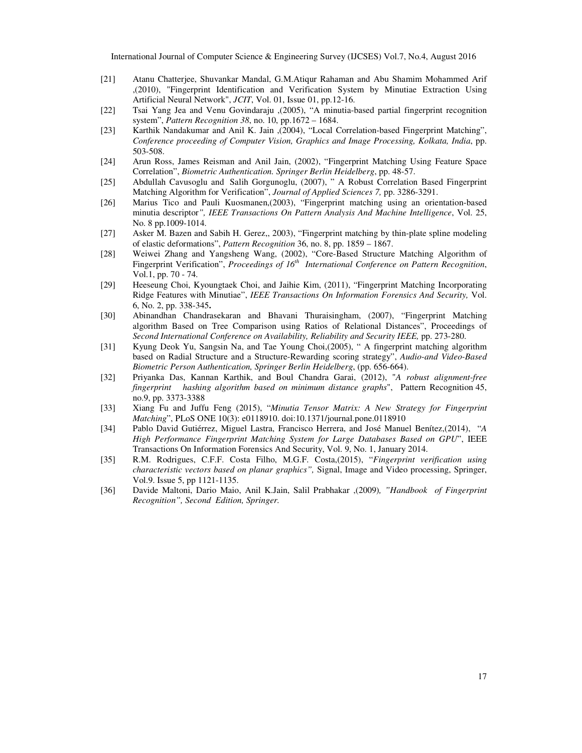[21] Atanu Chatterjee, Shuvankar Mandal, G.M.Atiqur Rahaman and Abu Shamim Mohammed Arif ,(2010), "Fingerprint Identification and Verification System by Minutiae Extraction Using Artificial Neural Network", *JCIT*, Vol. 01, Issue 01, pp.12-16.

[22] Tsai Yang Jea and Venu Govindaraju ,(2005), "A minutia-based partial fingerprint recognition system", *Pattern Recognition 38*, no. 10, pp.1672 – 1684.

[23] Karthik Nandakumar and Anil K. Jain ,(2004), "Local Correlation-based Fingerprint Matching", *Conference proceeding of Computer Vision, Graphics and Image Processing, Kolkata, India*, pp. 503-508.

[24] Arun Ross, James Reisman and Anil Jain, (2002), "Fingerprint Matching Using Feature Space Correlation", *Biometric Authentication. Springer Berlin Heidelberg*, pp. 48-57.

[25] Abdullah Cavusoglu and Salih Gorgunoglu, (2007), " A Robust Correlation Based Fingerprint Matching Algorithm for Verification", *Journal of Applied Sciences 7,* pp. 3286-3291.

[26] Marius Tico and Pauli Kuosmanen,(2003), "Fingerprint matching using an orientation-based minutia descriptor*", IEEE Transactions On Pattern Analysis And Machine Intelligence*, Vol. 25, No. 8 pp.1009-1014.

[27] Asker M. Bazen and Sabih H. Gerez,, 2003), "Fingerprint matching by thin-plate spline modeling of elastic deformations", *Pattern Recognition* 36, no. 8, pp. 1859 – 1867.

[28] Weiwei Zhang and Yangsheng Wang, (2002), "Core-Based Structure Matching Algorithm of Fingerprint Verification", *Proceedings of 16th International Conference on Pattern Recognition*, Vol.1, pp. 70 - 74.

[29] Heeseung Choi, Kyoungtaek Choi, and Jaihie Kim, (2011), "Fingerprint Matching Incorporating Ridge Features with Minutiae", *IEEE Transactions On Information Forensics And Security,* Vol. 6, No. 2, pp. 338-345**.**

[30] Abinandhan Chandrasekaran and Bhavani Thuraisingham, (2007), "Fingerprint Matching algorithm Based on Tree Comparison using Ratios of Relational Distances", Proceedings of *Second International Conference on Availability, Reliability and Security IEEE,* pp. 273-280.

[31] Kyung Deok Yu, Sangsin Na, and Tae Young Choi,(2005), " A fingerprint matching algorithm based on Radial Structure and a Structure-Rewarding scoring strategy", *Audio-and Video-Based Biometric Person Authentication, Springer Berlin Heidelberg*, (pp. 656-664).

[32] Priyanka Das, Kannan Karthik, and Boul Chandra Garai, (2012), "*A robust alignment-free fingerprint hashing algorithm based on minimum distance graphs*", Pattern Recognition 45, no.9, pp. 3373-3388

[33] Xiang Fu and Juffu Feng (2015), "*Minutia Tensor Matrix: A New Strategy for Fingerprint Matching*", PLoS ONE 10(3): e0118910. doi:10.1371/journal.pone.0118910

[34] Pablo David Gutiérrez, Miguel Lastra, Francisco Herrera, and José Manuel Benítez,(2014), "*A High Performance Fingerprint Matching System for Large Databases Based on GPU*", IEEE Transactions On Information Forensics And Security, Vol. 9, No. 1, January 2014.

[35] R.M. Rodrigues, C.F.F. Costa Filho, M.G.F. Costa,(2015), "*Fingerprint verification using characteristic vectors based on planar graphics",* Signal, Image and Video processing, Springer, Vol.9. Issue 5, pp 1121-1135.

[36] Davide Maltoni, Dario Maio, Anil K.Jain, Salil Prabhakar ,(2009)*, "Handbook of Fingerprint Recognition", Second Edition, Springer.*